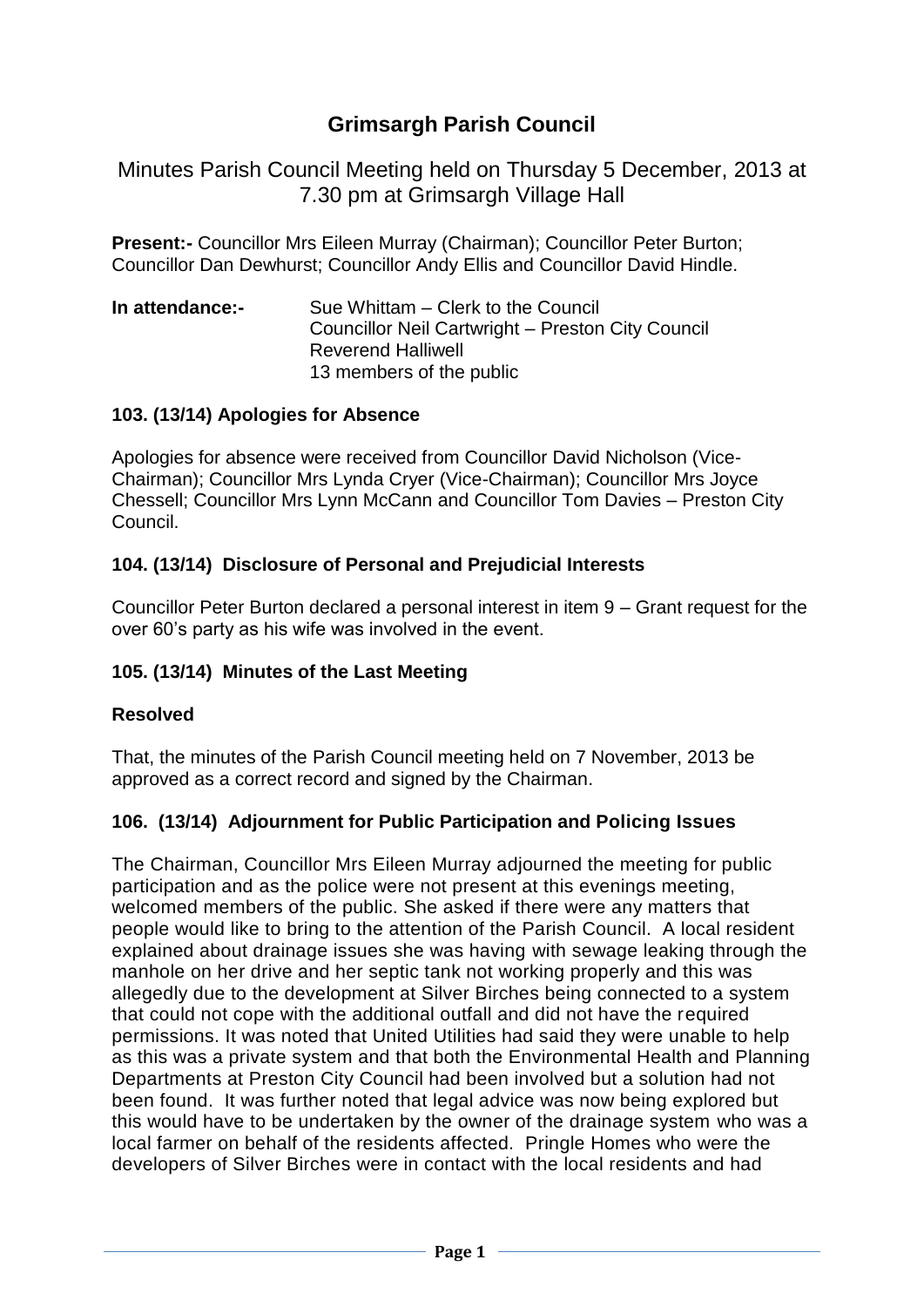# Grimsargh Parish Council

## Minutes Parish Council Meeting held on Thursday 5 December, 2013 at 7.30 pm at Grimsargh Village Hall

**Present:-** Councillor Mrs Eileen Murray (Chairman); Councillor Peter Burton; Councillor Dan Dewhurst; Councillor Andy Ellis and Councillor David Hindle.

**In attendance:-** Sue Whittam – Clerk to the Council
Councillor Neil Cartwright – Preston City Council
Reverend Halliwell
13 members of the public

### 103. (13/14) Apologies for Absence

Apologies for absence were received from Councillor David Nicholson (Vice-Chairman); Councillor Mrs Lynda Cryer (Vice-Chairman); Councillor Mrs Joyce Chessell; Councillor Mrs Lynn McCann and Councillor Tom Davies – Preston City Council.

### 104. (13/14) Disclosure of Personal and Prejudicial Interests

Councillor Peter Burton declared a personal interest in item 9 – Grant request for the over 60's party as his wife was involved in the event.

### 105. (13/14) Minutes of the Last Meeting

**Resolved**

That, the minutes of the Parish Council meeting held on 7 November, 2013 be approved as a correct record and signed by the Chairman.

### 106. (13/14) Adjournment for Public Participation and Policing Issues

The Chairman, Councillor Mrs Eileen Murray adjourned the meeting for public participation and as the police were not present at this evenings meeting, welcomed members of the public. She asked if there were any matters that people would like to bring to the attention of the Parish Council. A local resident explained about drainage issues she was having with sewage leaking through the manhole on her drive and her septic tank not working properly and this was allegedly due to the development at Silver Birches being connected to a system that could not cope with the additional outfall and did not have the required permissions. It was noted that United Utilities had said they were unable to help as this was a private system and that both the Environmental Health and Planning Departments at Preston City Council had been involved but a solution had not been found. It was further noted that legal advice was now being explored but this would have to be undertaken by the owner of the drainage system who was a local farmer on behalf of the residents affected. Pringle Homes who were the developers of Silver Birches were in contact with the local residents and had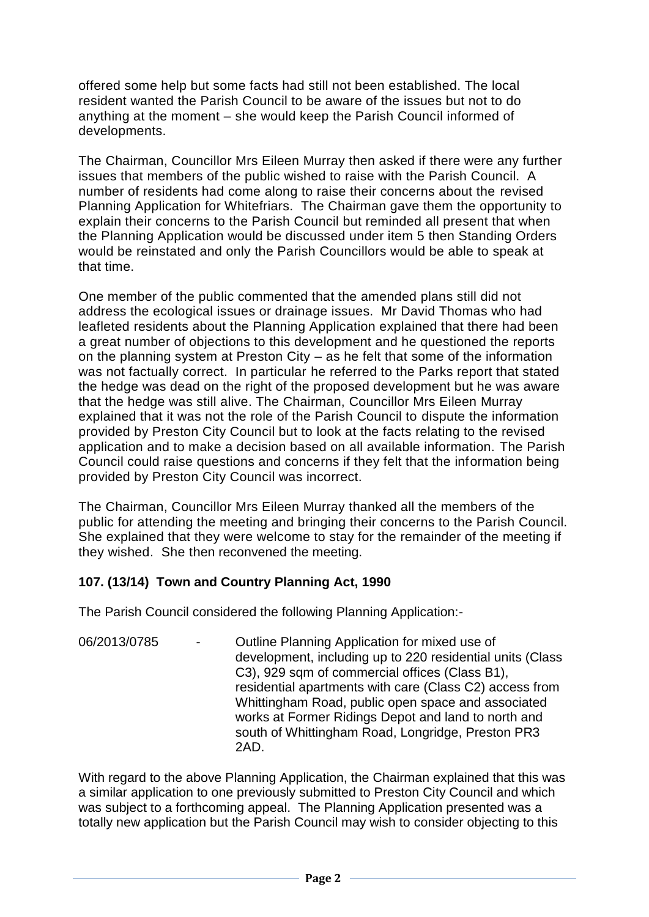offered some help but some facts had still not been established. The local resident wanted the Parish Council to be aware of the issues but not to do anything at the moment – she would keep the Parish Council informed of developments.

The Chairman, Councillor Mrs Eileen Murray then asked if there were any further issues that members of the public wished to raise with the Parish Council. A number of residents had come along to raise their concerns about the revised Planning Application for Whitefriars. The Chairman gave them the opportunity to explain their concerns to the Parish Council but reminded all present that when the Planning Application would be discussed under item 5 then Standing Orders would be reinstated and only the Parish Councillors would be able to speak at that time.

One member of the public commented that the amended plans still did not address the ecological issues or drainage issues. Mr David Thomas who had leafleted residents about the Planning Application explained that there had been a great number of objections to this development and he questioned the reports on the planning system at Preston City – as he felt that some of the information was not factually correct. In particular he referred to the Parks report that stated the hedge was dead on the right of the proposed development but he was aware that the hedge was still alive. The Chairman, Councillor Mrs Eileen Murray explained that it was not the role of the Parish Council to dispute the information provided by Preston City Council but to look at the facts relating to the revised application and to make a decision based on all available information. The Parish Council could raise questions and concerns if they felt that the information being provided by Preston City Council was incorrect.

The Chairman, Councillor Mrs Eileen Murray thanked all the members of the public for attending the meeting and bringing their concerns to the Parish Council. She explained that they were welcome to stay for the remainder of the meeting if they wished. She then reconvened the meeting.

**107. (13/14) Town and Country Planning Act, 1990**

The Parish Council considered the following Planning Application:-

06/2013/0785 - Outline Planning Application for mixed use of development, including up to 220 residential units (Class C3), 929 sqm of commercial offices (Class B1), residential apartments with care (Class C2) access from Whittingham Road, public open space and associated works at Former Ridings Depot and land to north and south of Whittingham Road, Longridge, Preston PR3 2AD.

With regard to the above Planning Application, the Chairman explained that this was a similar application to one previously submitted to Preston City Council and which was subject to a forthcoming appeal. The Planning Application presented was a totally new application but the Parish Council may wish to consider objecting to this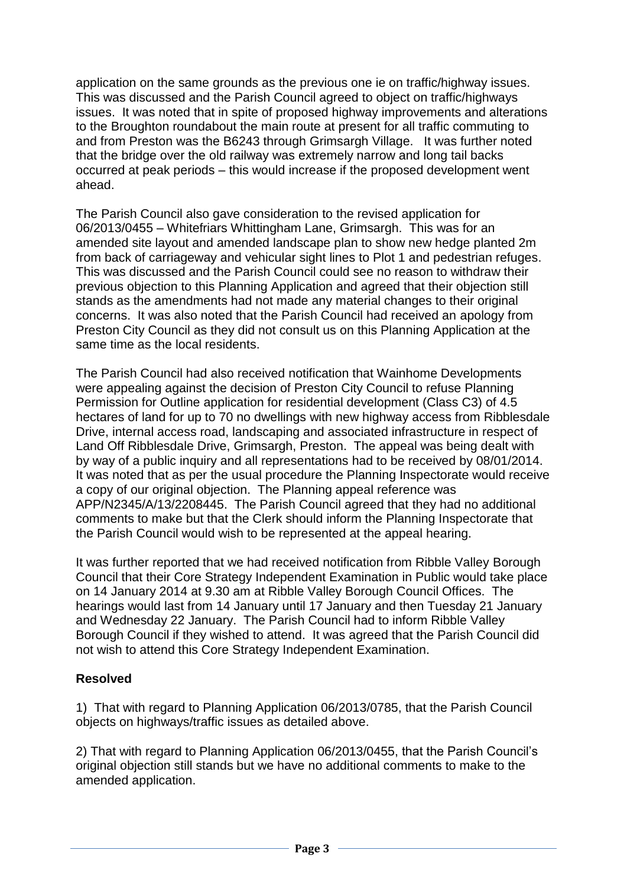application on the same grounds as the previous one ie on traffic/highway issues. This was discussed and the Parish Council agreed to object on traffic/highways issues. It was noted that in spite of proposed highway improvements and alterations to the Broughton roundabout the main route at present for all traffic commuting to and from Preston was the B6243 through Grimsargh Village. It was further noted that the bridge over the old railway was extremely narrow and long tail backs occurred at peak periods – this would increase if the proposed development went ahead.

The Parish Council also gave consideration to the revised application for 06/2013/0455 – Whitefriars Whittingham Lane, Grimsargh. This was for an amended site layout and amended landscape plan to show new hedge planted 2m from back of carriageway and vehicular sight lines to Plot 1 and pedestrian refuges. This was discussed and the Parish Council could see no reason to withdraw their previous objection to this Planning Application and agreed that their objection still stands as the amendments had not made any material changes to their original concerns. It was also noted that the Parish Council had received an apology from Preston City Council as they did not consult us on this Planning Application at the same time as the local residents.

The Parish Council had also received notification that Wainhome Developments were appealing against the decision of Preston City Council to refuse Planning Permission for Outline application for residential development (Class C3) of 4.5 hectares of land for up to 70 no dwellings with new highway access from Ribblesdale Drive, internal access road, landscaping and associated infrastructure in respect of Land Off Ribblesdale Drive, Grimsargh, Preston. The appeal was being dealt with by way of a public inquiry and all representations had to be received by 08/01/2014. It was noted that as per the usual procedure the Planning Inspectorate would receive a copy of our original objection. The Planning appeal reference was APP/N2345/A/13/2208445. The Parish Council agreed that they had no additional comments to make but that the Clerk should inform the Planning Inspectorate that the Parish Council would wish to be represented at the appeal hearing.

It was further reported that we had received notification from Ribble Valley Borough Council that their Core Strategy Independent Examination in Public would take place on 14 January 2014 at 9.30 am at Ribble Valley Borough Council Offices. The hearings would last from 14 January until 17 January and then Tuesday 21 January and Wednesday 22 January. The Parish Council had to inform Ribble Valley Borough Council if they wished to attend. It was agreed that the Parish Council did not wish to attend this Core Strategy Independent Examination.

**Resolved**

1) That with regard to Planning Application 06/2013/0785, that the Parish Council objects on highways/traffic issues as detailed above.

2) That with regard to Planning Application 06/2013/0455, that the Parish Council's original objection still stands but we have no additional comments to make to the amended application.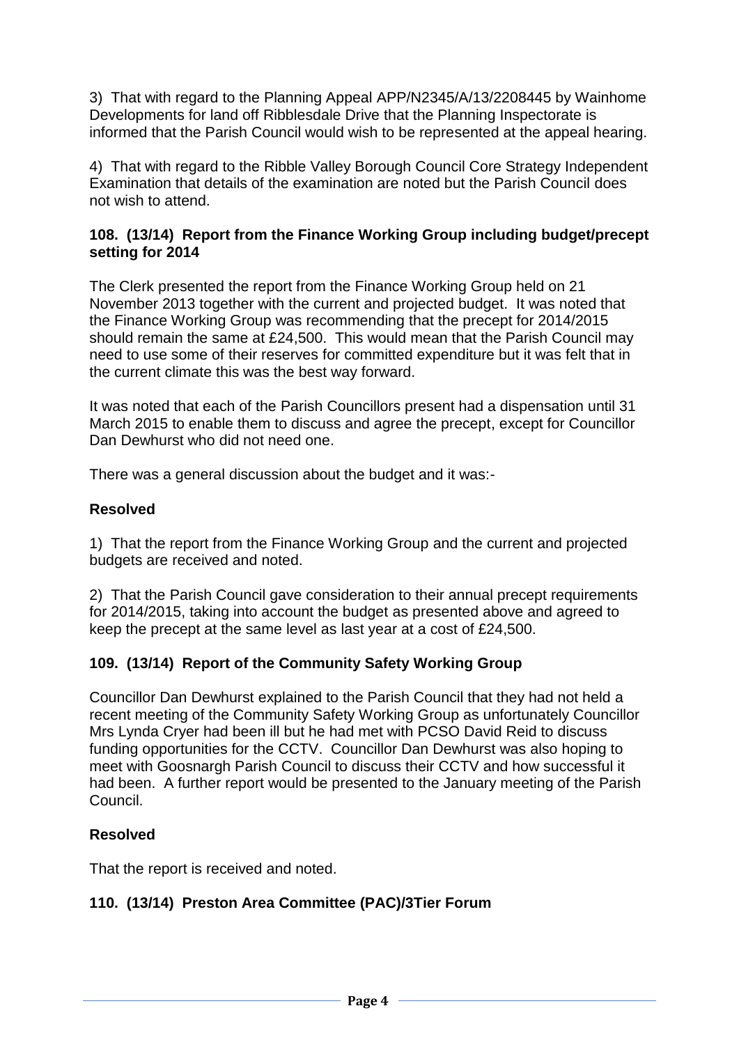3) That with regard to the Planning Appeal APP/N2345/A/13/2208445 by Wainhome Developments for land off Ribblesdale Drive that the Planning Inspectorate is informed that the Parish Council would wish to be represented at the appeal hearing.

4) That with regard to the Ribble Valley Borough Council Core Strategy Independent Examination that details of the examination are noted but the Parish Council does not wish to attend.

**108. (13/14) Report from the Finance Working Group including budget/precept setting for 2014**

The Clerk presented the report from the Finance Working Group held on 21 November 2013 together with the current and projected budget. It was noted that the Finance Working Group was recommending that the precept for 2014/2015 should remain the same at £24,500. This would mean that the Parish Council may need to use some of their reserves for committed expenditure but it was felt that in the current climate this was the best way forward.

It was noted that each of the Parish Councillors present had a dispensation until 31 March 2015 to enable them to discuss and agree the precept, except for Councillor Dan Dewhurst who did not need one.

There was a general discussion about the budget and it was:-

**Resolved**

1) That the report from the Finance Working Group and the current and projected budgets are received and noted.

2) That the Parish Council gave consideration to their annual precept requirements for 2014/2015, taking into account the budget as presented above and agreed to keep the precept at the same level as last year at a cost of £24,500.

**109. (13/14) Report of the Community Safety Working Group**

Councillor Dan Dewhurst explained to the Parish Council that they had not held a recent meeting of the Community Safety Working Group as unfortunately Councillor Mrs Lynda Cryer had been ill but he had met with PCSO David Reid to discuss funding opportunities for the CCTV. Councillor Dan Dewhurst was also hoping to meet with Goosnargh Parish Council to discuss their CCTV and how successful it had been. A further report would be presented to the January meeting of the Parish Council.

**Resolved**

That the report is received and noted.

**110. (13/14) Preston Area Committee (PAC)/3Tier Forum**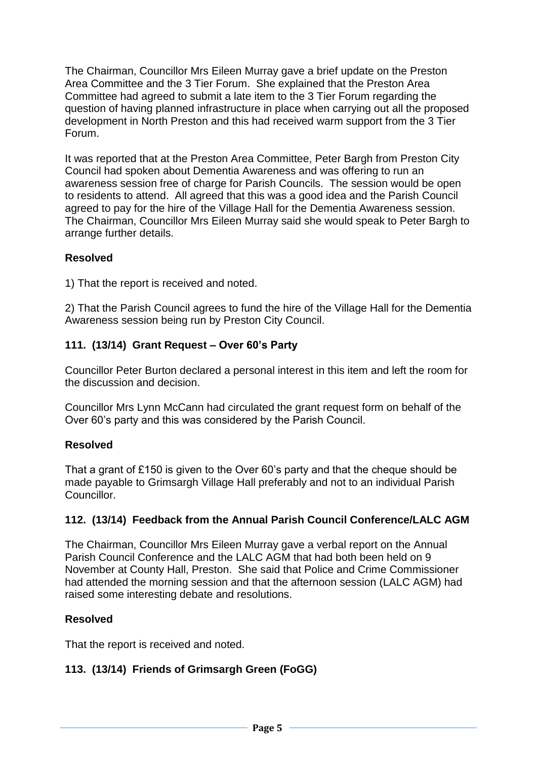The Chairman, Councillor Mrs Eileen Murray gave a brief update on the Preston Area Committee and the 3 Tier Forum. She explained that the Preston Area Committee had agreed to submit a late item to the 3 Tier Forum regarding the question of having planned infrastructure in place when carrying out all the proposed development in North Preston and this had received warm support from the 3 Tier Forum.

It was reported that at the Preston Area Committee, Peter Bargh from Preston City Council had spoken about Dementia Awareness and was offering to run an awareness session free of charge for Parish Councils. The session would be open to residents to attend. All agreed that this was a good idea and the Parish Council agreed to pay for the hire of the Village Hall for the Dementia Awareness session. The Chairman, Councillor Mrs Eileen Murray said she would speak to Peter Bargh to arrange further details.

**Resolved**

1) That the report is received and noted.

2) That the Parish Council agrees to fund the hire of the Village Hall for the Dementia Awareness session being run by Preston City Council.

### 111. (13/14) Grant Request – Over 60's Party

Councillor Peter Burton declared a personal interest in this item and left the room for the discussion and decision.

Councillor Mrs Lynn McCann had circulated the grant request form on behalf of the Over 60's party and this was considered by the Parish Council.

**Resolved**

That a grant of £150 is given to the Over 60's party and that the cheque should be made payable to Grimsargh Village Hall preferably and not to an individual Parish Councillor.

### 112. (13/14) Feedback from the Annual Parish Council Conference/LALC AGM

The Chairman, Councillor Mrs Eileen Murray gave a verbal report on the Annual Parish Council Conference and the LALC AGM that had both been held on 9 November at County Hall, Preston. She said that Police and Crime Commissioner had attended the morning session and that the afternoon session (LALC AGM) had raised some interesting debate and resolutions.

**Resolved**

That the report is received and noted.

### 113. (13/14) Friends of Grimsargh Green (FoGG)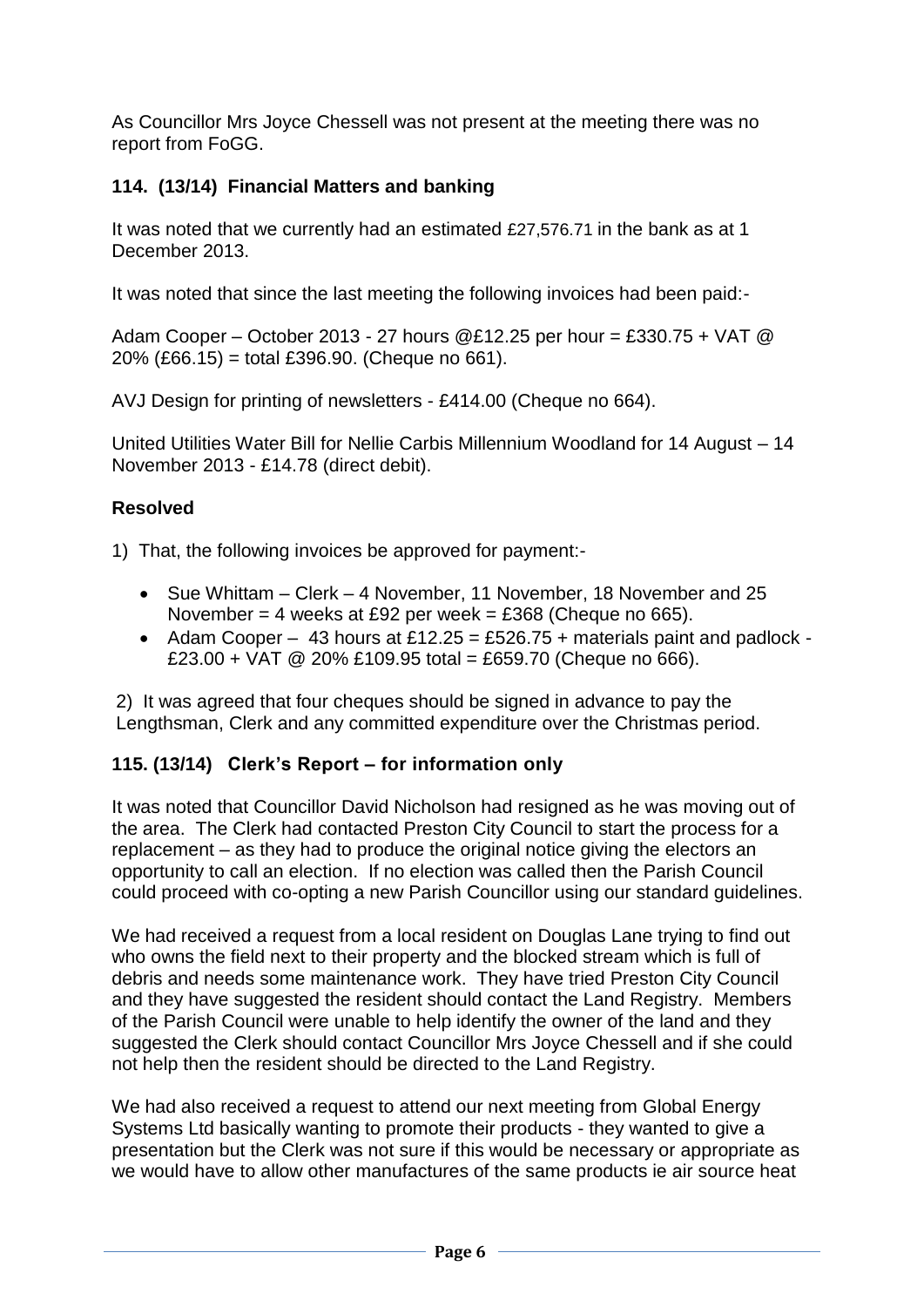As Councillor Mrs Joyce Chessell was not present at the meeting there was no report from FoGG.

### 114. (13/14) Financial Matters and banking

It was noted that we currently had an estimated £27,576.71 in the bank as at 1 December 2013.

It was noted that since the last meeting the following invoices had been paid:-

Adam Cooper – October 2013 - 27 hours @£12.25 per hour = £330.75 + VAT @ 20% (£66.15) = total £396.90. (Cheque no 661).

AVJ Design for printing of newsletters - £414.00 (Cheque no 664).

United Utilities Water Bill for Nellie Carbis Millennium Woodland for 14 August – 14 November 2013 - £14.78 (direct debit).

**Resolved**

1) That, the following invoices be approved for payment:-

- Sue Whittam – Clerk – 4 November, 11 November, 18 November and 25 November = 4 weeks at £92 per week = £368 (Cheque no 665).
- Adam Cooper – 43 hours at £12.25 = £526.75 + materials paint and padlock - £23.00 + VAT @ 20% £109.95 total = £659.70 (Cheque no 666).

2) It was agreed that four cheques should be signed in advance to pay the Lengthsman, Clerk and any committed expenditure over the Christmas period.

### 115. (13/14) Clerk's Report – for information only

It was noted that Councillor David Nicholson had resigned as he was moving out of the area. The Clerk had contacted Preston City Council to start the process for a replacement – as they had to produce the original notice giving the electors an opportunity to call an election. If no election was called then the Parish Council could proceed with co-opting a new Parish Councillor using our standard guidelines.

We had received a request from a local resident on Douglas Lane trying to find out who owns the field next to their property and the blocked stream which is full of debris and needs some maintenance work. They have tried Preston City Council and they have suggested the resident should contact the Land Registry. Members of the Parish Council were unable to help identify the owner of the land and they suggested the Clerk should contact Councillor Mrs Joyce Chessell and if she could not help then the resident should be directed to the Land Registry.

We had also received a request to attend our next meeting from Global Energy Systems Ltd basically wanting to promote their products - they wanted to give a presentation but the Clerk was not sure if this would be necessary or appropriate as we would have to allow other manufactures of the same products ie air source heat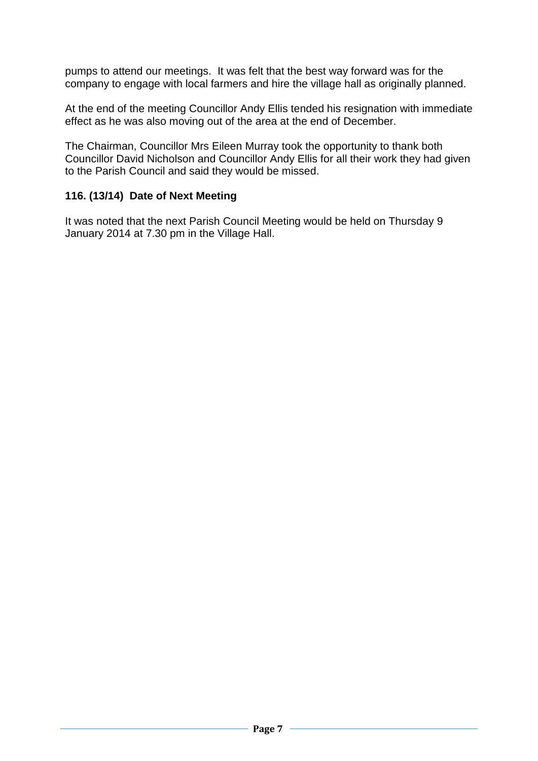pumps to attend our meetings. It was felt that the best way forward was for the company to engage with local farmers and hire the village hall as originally planned.

At the end of the meeting Councillor Andy Ellis tended his resignation with immediate effect as he was also moving out of the area at the end of December.

The Chairman, Councillor Mrs Eileen Murray took the opportunity to thank both Councillor David Nicholson and Councillor Andy Ellis for all their work they had given to the Parish Council and said they would be missed.

**116. (13/14) Date of Next Meeting**

It was noted that the next Parish Council Meeting would be held on Thursday 9 January 2014 at 7.30 pm in the Village Hall.